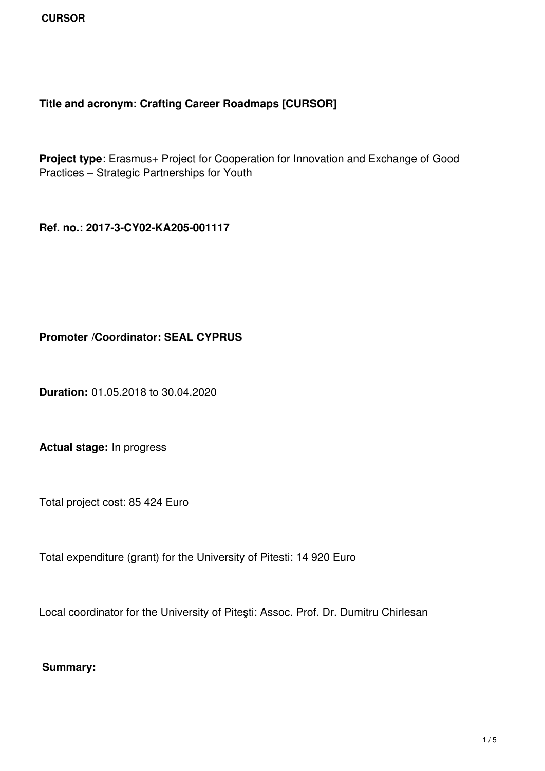**Title and acronym: Crafting Career Roadmaps [CURSOR]**

**Project type**: Erasmus+ Project for Cooperation for Innovation and Exchange of Good Practices – Strategic Partnerships for Youth

**Ref. no.: 2017-3-CY02-KA205-001117**

**Promoter /Coordinator: SEAL CYPRUS**

**Duration:** 01.05.2018 to 30.04.2020

**Actual stage:** In progress

Total project cost: 85 424 Euro

Total expenditure (grant) for the University of Pitesti: 14 920 Euro

Local coordinator for the University of Piteşti: Assoc. Prof. Dr. Dumitru Chirlesan

**Summary:**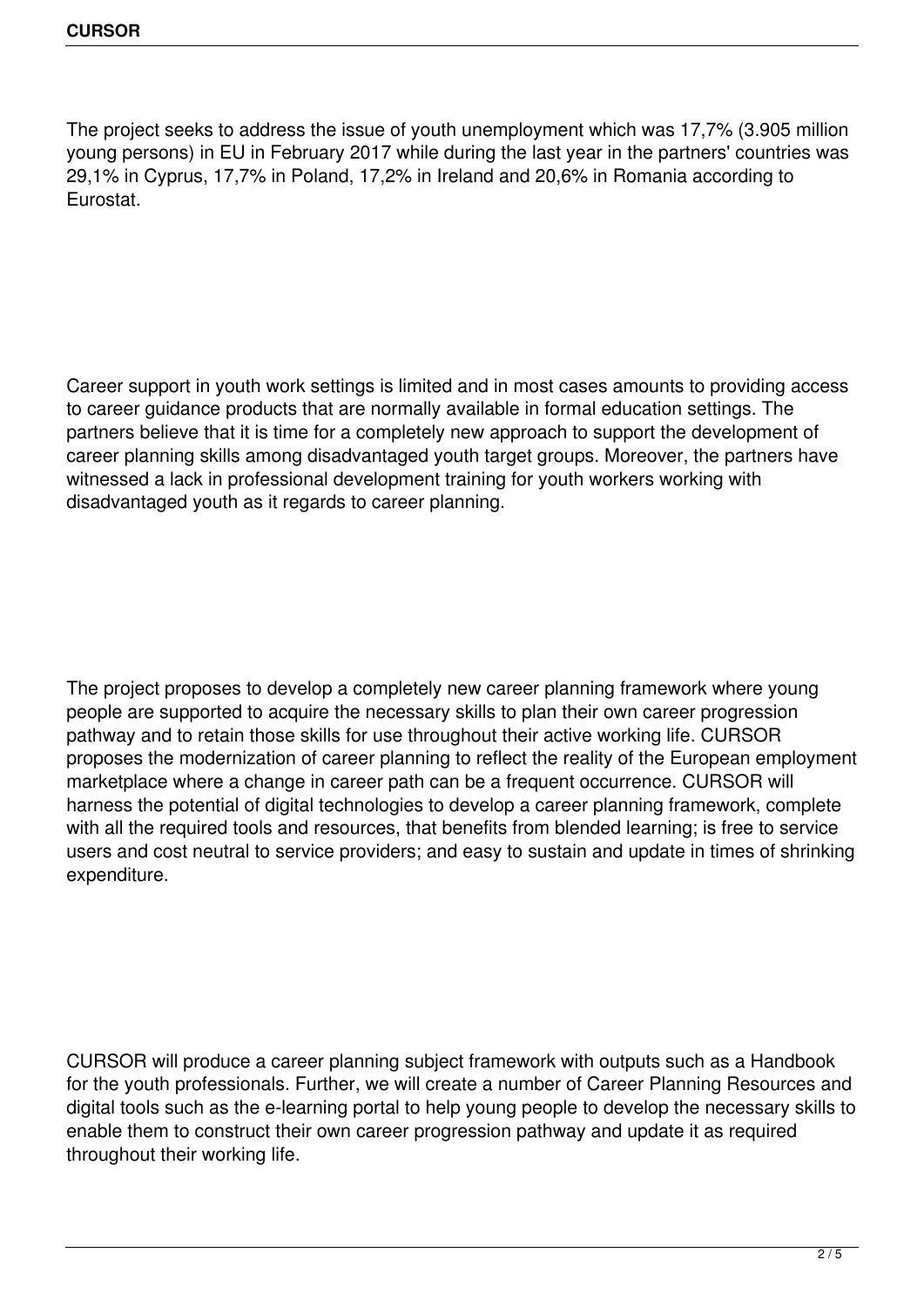The project seeks to address the issue of youth unemployment which was 17,7% (3.905 million young persons) in EU in February 2017 while during the last year in the partners' countries was 29,1% in Cyprus, 17,7% in Poland, 17,2% in Ireland and 20,6% in Romania according to Eurostat.

Career support in youth work settings is limited and in most cases amounts to providing access to career guidance products that are normally available in formal education settings. The partners believe that it is time for a completely new approach to support the development of career planning skills among disadvantaged youth target groups. Moreover, the partners have witnessed a lack in professional development training for youth workers working with disadvantaged youth as it regards to career planning.

The project proposes to develop a completely new career planning framework where young people are supported to acquire the necessary skills to plan their own career progression pathway and to retain those skills for use throughout their active working life. CURSOR proposes the modernization of career planning to reflect the reality of the European employment marketplace where a change in career path can be a frequent occurrence. CURSOR will harness the potential of digital technologies to develop a career planning framework, complete with all the required tools and resources, that benefits from blended learning; is free to service users and cost neutral to service providers; and easy to sustain and update in times of shrinking expenditure.

CURSOR will produce a career planning subject framework with outputs such as a Handbook for the youth professionals. Further, we will create a number of Career Planning Resources and digital tools such as the e-learning portal to help young people to develop the necessary skills to enable them to construct their own career progression pathway and update it as required throughout their working life.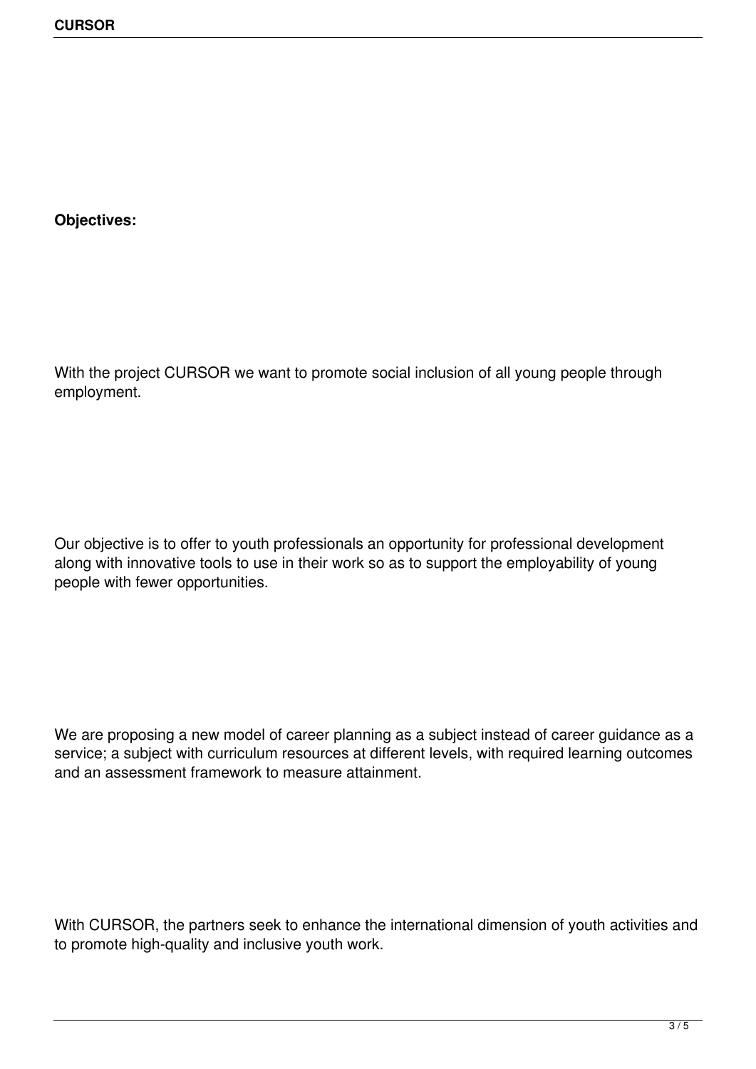**Objectives:**

With the project CURSOR we want to promote social inclusion of all young people through employment.

Our objective is to offer to youth professionals an opportunity for professional development along with innovative tools to use in their work so as to support the employability of young people with fewer opportunities.

We are proposing a new model of career planning as a subject instead of career guidance as a service; a subject with curriculum resources at different levels, with required learning outcomes and an assessment framework to measure attainment.

With CURSOR, the partners seek to enhance the international dimension of youth activities and to promote high-quality and inclusive youth work.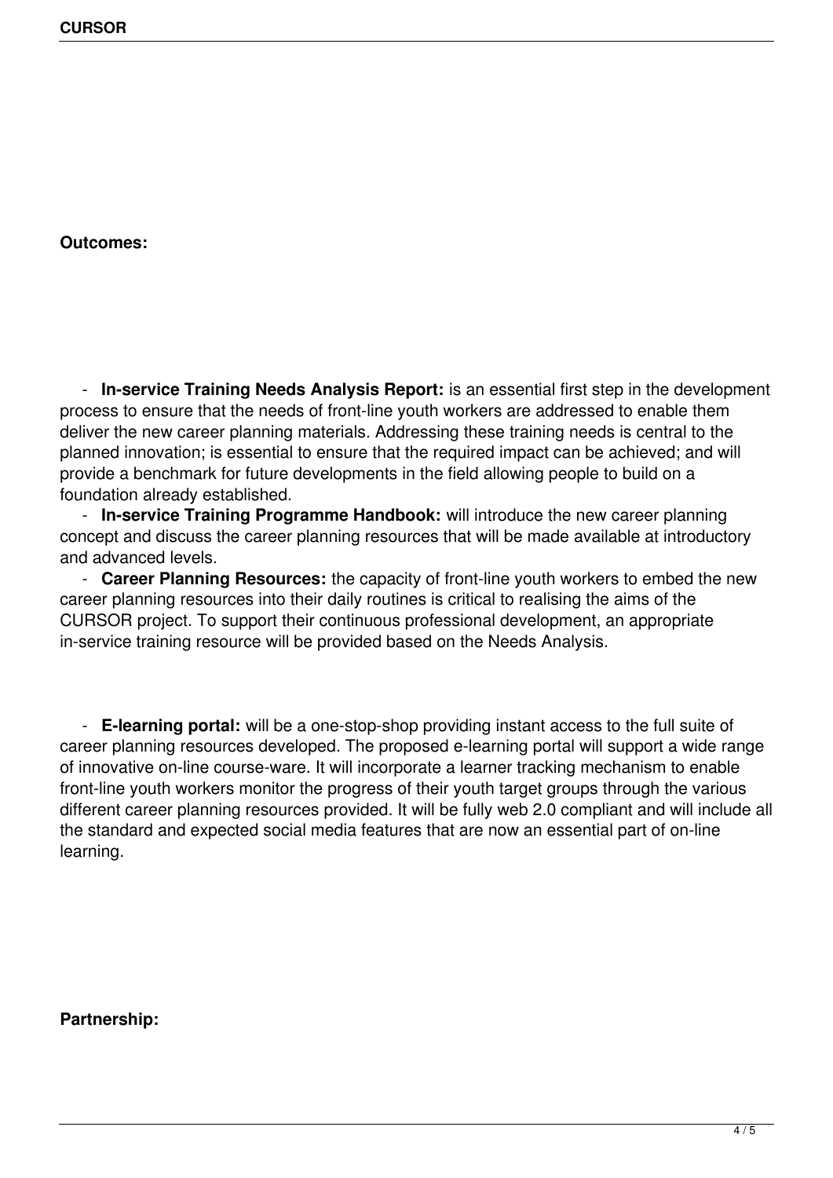**Outcomes:**

- **In-service Training Needs Analysis Report:** is an essential first step in the development process to ensure that the needs of front-line youth workers are addressed to enable them deliver the new career planning materials. Addressing these training needs is central to the planned innovation; is essential to ensure that the required impact can be achieved; and will provide a benchmark for future developments in the field allowing people to build on a foundation already established.
- **In-service Training Programme Handbook:** will introduce the new career planning concept and discuss the career planning resources that will be made available at introductory and advanced levels.
- **Career Planning Resources:** the capacity of front-line youth workers to embed the new career planning resources into their daily routines is critical to realising the aims of the CURSOR project. To support their continuous professional development, an appropriate in-service training resource will be provided based on the Needs Analysis.

- **E-learning portal:** will be a one-stop-shop providing instant access to the full suite of career planning resources developed. The proposed e-learning portal will support a wide range of innovative on-line course-ware. It will incorporate a learner tracking mechanism to enable front-line youth workers monitor the progress of their youth target groups through the various different career planning resources provided. It will be fully web 2.0 compliant and will include all the standard and expected social media features that are now an essential part of on-line learning.

**Partnership:**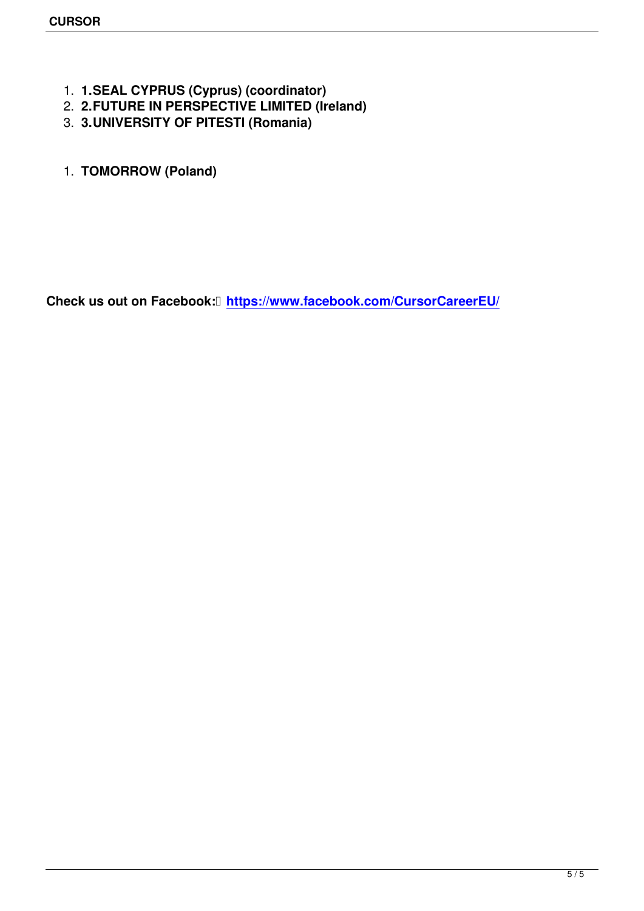1. **1.SEAL CYPRUS (Cyprus) (coordinator)**
2. **2.FUTURE IN PERSPECTIVE LIMITED (Ireland)**
3. **3.UNIVERSITY OF PITESTI (Romania)**

1. **TOMORROW (Poland)**

**Check us out on Facebook:  [https://www.facebook.com/CursorCareerEU/](https://www.facebook.com/CursorCareerEU/)**